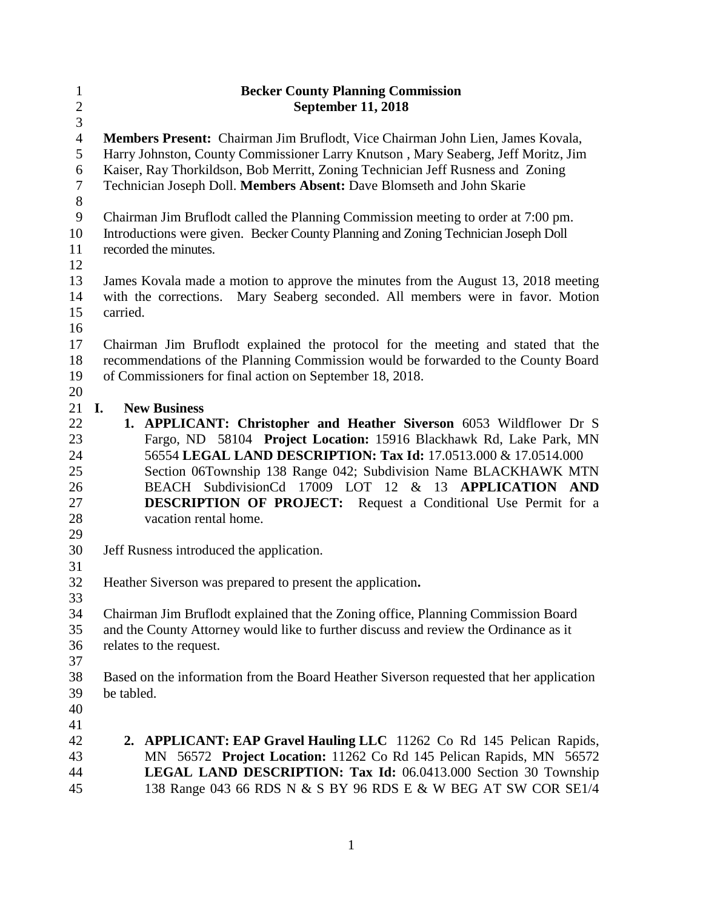**Becker County Planning Commission**
**September 11, 2018**

**Members Present:** Chairman Jim Bruflodt, Vice Chairman John Lien, James Kovala, Harry Johnston, County Commissioner Larry Knutson , Mary Seaberg, Jeff Moritz, Jim Kaiser, Ray Thorkildson, Bob Merritt, Zoning Technician Jeff Rusness and Zoning Technician Joseph Doll. **Members Absent:** Dave Blomseth and John Skarie

Chairman Jim Bruflodt called the Planning Commission meeting to order at 7:00 pm. Introductions were given. Becker County Planning and Zoning Technician Joseph Doll recorded the minutes.

James Kovala made a motion to approve the minutes from the August 13, 2018 meeting with the corrections. Mary Seaberg seconded. All members were in favor. Motion carried.

Chairman Jim Bruflodt explained the protocol for the meeting and stated that the recommendations of the Planning Commission would be forwarded to the County Board of Commissioners for final action on September 18, 2018.

**I. New Business**

1. **APPLICANT: Christopher and Heather Siverson** 6053 Wildflower Dr S Fargo, ND 58104 **Project Location:** 15916 Blackhawk Rd, Lake Park, MN 56554 **LEGAL LAND DESCRIPTION: Tax Id:** 17.0513.000 & 17.0514.000 Section 06Township 138 Range 042; Subdivision Name BLACKHAWK MTN BEACH SubdivisionCd 17009 LOT 12 & 13 **APPLICATION AND DESCRIPTION OF PROJECT:** Request a Conditional Use Permit for a vacation rental home.

Jeff Rusness introduced the application.

Heather Siverson was prepared to present the application**.**

Chairman Jim Bruflodt explained that the Zoning office, Planning Commission Board and the County Attorney would like to further discuss and review the Ordinance as it relates to the request.

Based on the information from the Board Heather Siverson requested that her application be tabled.

2. **APPLICANT: EAP Gravel Hauling LLC** 11262 Co Rd 145 Pelican Rapids, MN 56572 **Project Location:** 11262 Co Rd 145 Pelican Rapids, MN 56572 **LEGAL LAND DESCRIPTION: Tax Id:** 06.0413.000 Section 30 Township 138 Range 043 66 RDS N & S BY 96 RDS E & W BEG AT SW COR SE1/4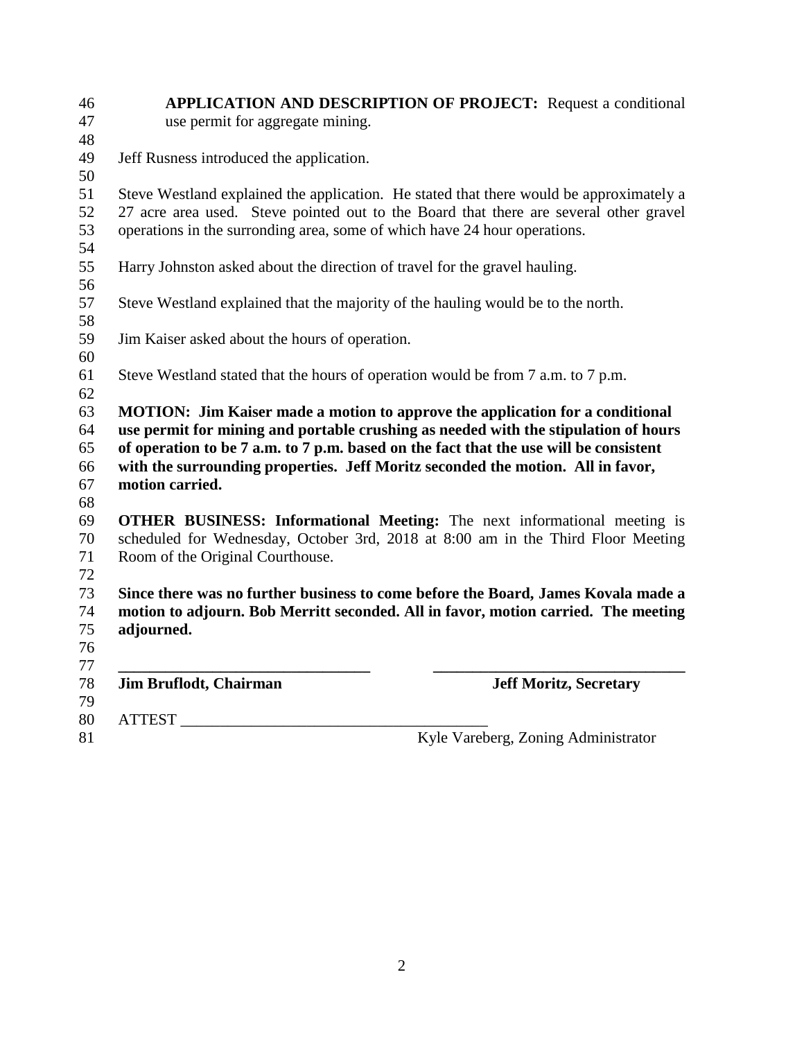**APPLICATION AND DESCRIPTION OF PROJECT:** Request a conditional use permit for aggregate mining.

Jeff Rusness introduced the application.

Steve Westland explained the application. He stated that there would be approximately a 27 acre area used. Steve pointed out to the Board that there are several other gravel operations in the surrounding area, some of which have 24 hour operations.

Harry Johnston asked about the direction of travel for the gravel hauling.

Steve Westland explained that the majority of the hauling would be to the north.

Jim Kaiser asked about the hours of operation.

Steve Westland stated that the hours of operation would be from 7 a.m. to 7 p.m.

**MOTION: Jim Kaiser made a motion to approve the application for a conditional use permit for mining and portable crushing as needed with the stipulation of hours of operation to be 7 a.m. to 7 p.m. based on the fact that the use will be consistent with the surrounding properties. Jeff Moritz seconded the motion. All in favor, motion carried.**

**OTHER BUSINESS: Informational Meeting:** The next informational meeting is scheduled for Wednesday, October 3rd, 2018 at 8:00 am in the Third Floor Meeting Room of the Original Courthouse.

**Since there was no further business to come before the Board, James Kovala made a motion to adjourn. Bob Merritt seconded. All in favor, motion carried. The meeting adjourned.**

\_\_\_\_\_\_\_\_\_\_\_\_\_\_\_\_\_\_\_\_\_\_\_\_\_\_\_\_\_\_\_\_ \_\_\_\_\_\_\_\_\_\_\_\_\_\_\_\_\_\_\_\_\_\_\_\_\_\_\_\_\_\_\_\_

**Jim Bruflodt, Chairman** **Jeff Moritz, Secretary**

ATTEST \_\_\_\_\_\_\_\_\_\_\_\_\_\_\_\_\_\_\_\_\_\_\_\_\_\_\_\_\_\_\_\_\_\_\_\_\_\_

Kyle Vareberg, Zoning Administrator